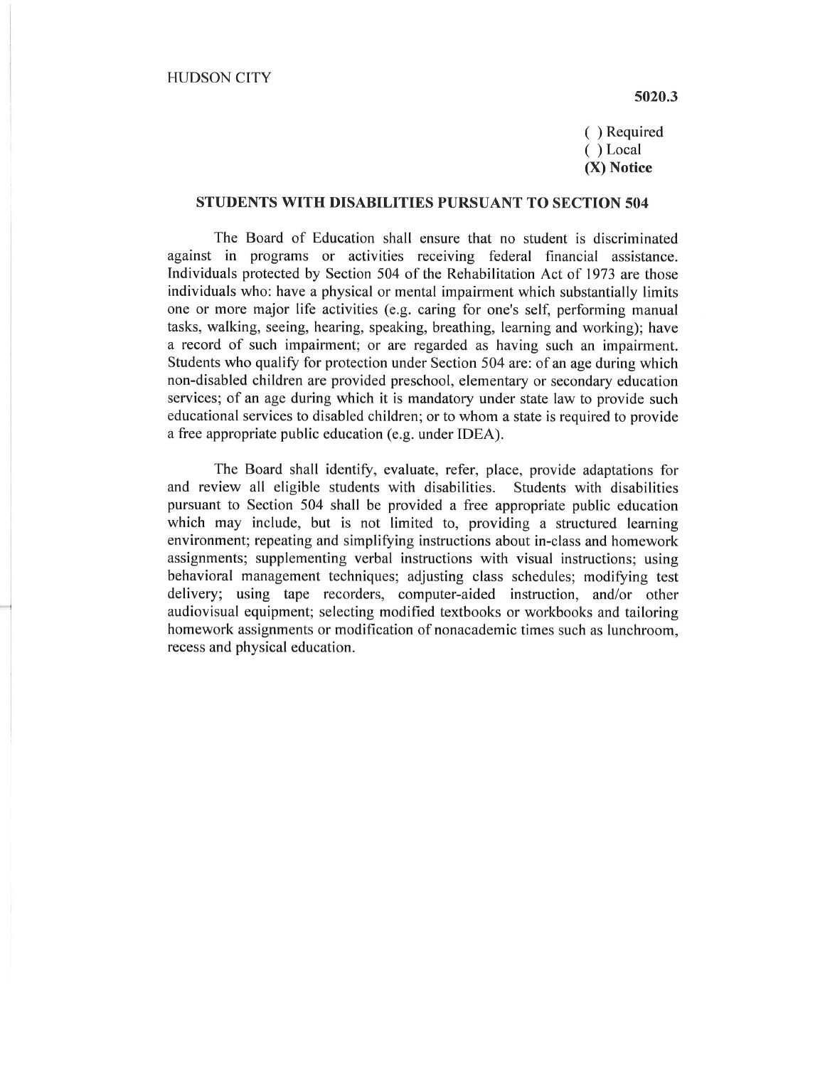HUDSON CITY

**5020.3**

( ) Required
( ) Local
**(X) Notice**

## STUDENTS WITH DISABILITIES PURSUANT TO SECTION 504

The Board of Education shall ensure that no student is discriminated against in programs or activities receiving federal financial assistance. Individuals protected by Section 504 of the Rehabilitation Act of 1973 are those individuals who: have a physical or mental impairment which substantially limits one or more major life activities (e.g. caring for one's self, performing manual tasks, walking, seeing, hearing, speaking, breathing, learning and working); have a record of such impairment; or are regarded as having such an impairment. Students who qualify for protection under Section 504 are: of an age during which non-disabled children are provided preschool, elementary or secondary education services; of an age during which it is mandatory under state law to provide such educational services to disabled children; or to whom a state is required to provide a free appropriate public education (e.g. under IDEA).

The Board shall identify, evaluate, refer, place, provide adaptations for and review all eligible students with disabilities. Students with disabilities pursuant to Section 504 shall be provided a free appropriate public education which may include, but is not limited to, providing a structured learning environment; repeating and simplifying instructions about in-class and homework assignments; supplementing verbal instructions with visual instructions; using behavioral management techniques; adjusting class schedules; modifying test delivery; using tape recorders, computer-aided instruction, and/or other audiovisual equipment; selecting modified textbooks or workbooks and tailoring homework assignments or modification of nonacademic times such as lunchroom, recess and physical education.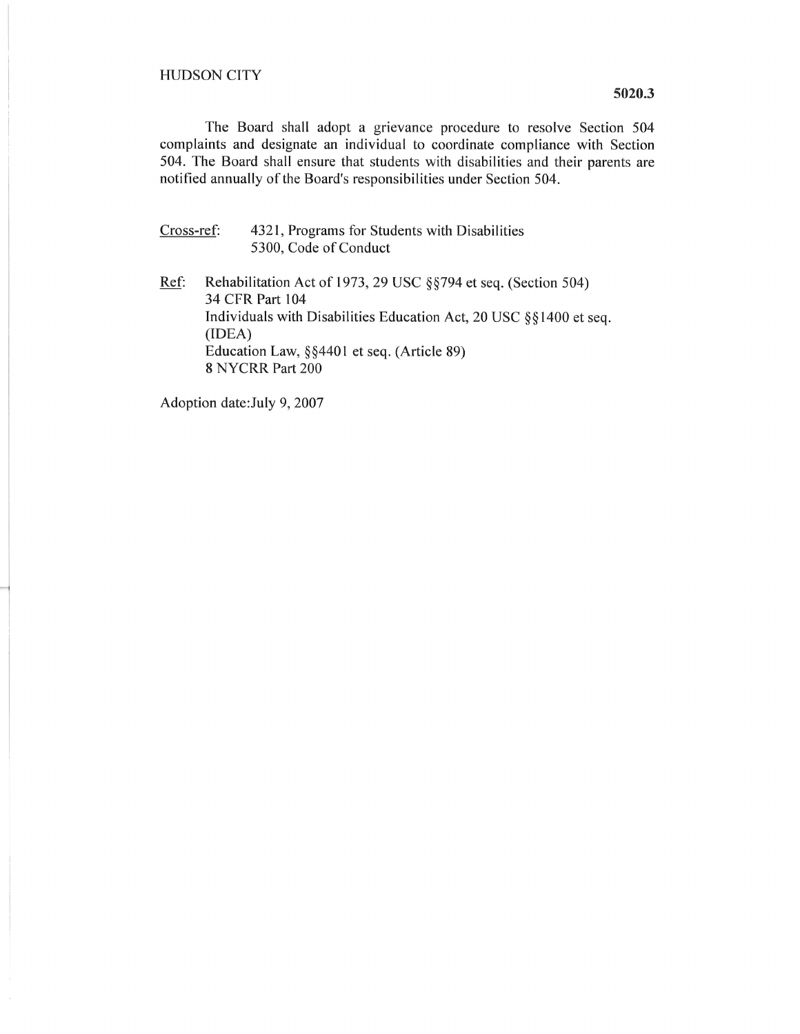The Board shall adopt a grievance procedure to resolve Section 504 complaints and designate an individual to coordinate compliance with Section 504. The Board shall ensure that students with disabilities and their parents are notified annually of the Board's responsibilities under Section 504.

Cross-ref: 4321, Programs for Students with Disabilities
5300, Code of Conduct

Ref: Rehabilitation Act of 1973, 29 USC §§794 et seq. (Section 504)
34 CFR Part 104
Individuals with Disabilities Education Act, 20 USC §§1400 et seq. (IDEA)
Education Law, §§4401 et seq. (Article 89)
8 NYCRR Part 200

Adoption date:July 9, 2007